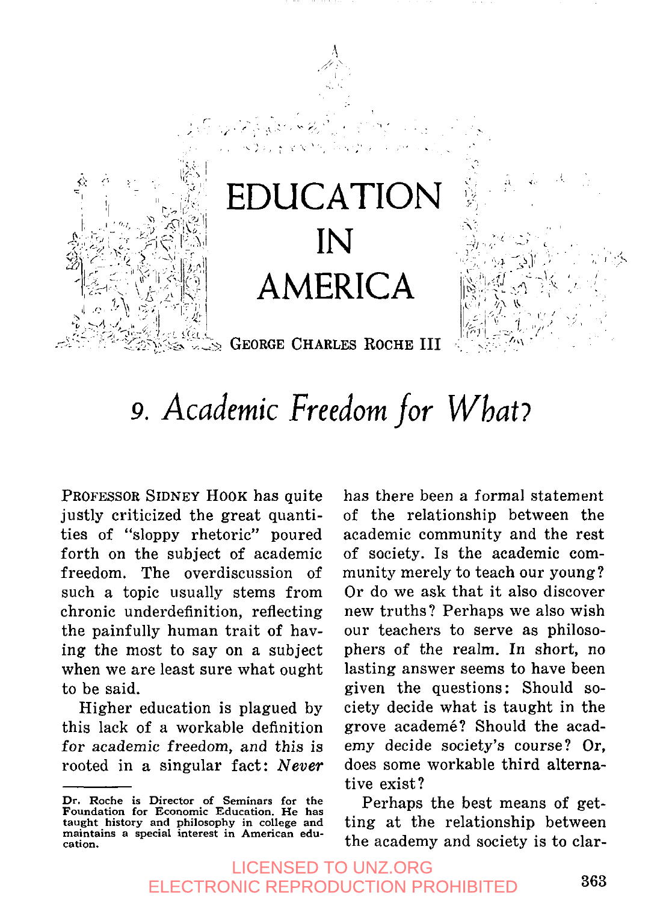# EDUCATION IN AMERICA

GEORGE CHARLES ROCHE III

## 9. *Academic Freedom for What?*

PROFESSOR SIDNEY HOOK has quite justly criticized the great quantities of "sloppy rhetoric" poured forth on the subject of academic freedom. The overdiscussion of such a topic usually stems from chronic underdefinition, reflecting the painfully human trait of having the most to say on a subject when we are least sure what ought to be said.

Higher education is plagued by this lack of a workable definition *for academic freedom,* and this is rooted in a singular fact: *Never* has there been a formal statement of the relationship between the academic community and the rest of society. Is the academic community merely to teach our young? Or do we ask that it also discover new truths? Perhaps we also wish our teachers to serve as philosophers of the realm. In short, no lasting answer seems to have been given the questions: Should society decide what is taught in the grove academé? Should the academy decide society's course? Or, does some workable third alternative exist?

Perhaps the best means of getting at the relationship between the academy and society is to clar-

---

Dr. Roche is Director of Seminars for the Foundation for Economic Education. He has taught history and philosophy in college and maintains a special interest in American education.

LICENSED TO UNZ.ORG
ELECTRONIC REPRODUCTION PROHIBITED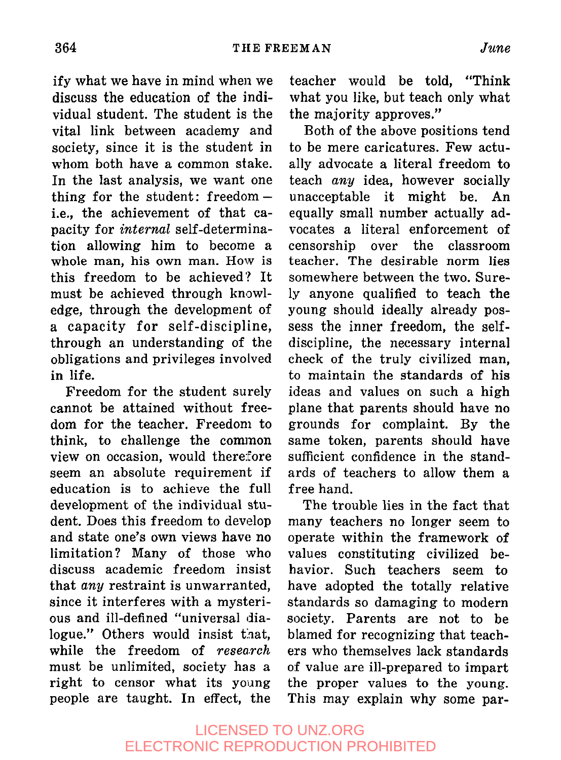ify what we have in mind when we discuss the education of the individual student. The student is the vital link between academy and society, since it is the student in whom both have a common stake. In the last analysis, we want one thing for the student: freedom — i.e., the achievement of that capacity for *internal* self-determination allowing him to become a whole man, his own man. How is this freedom to be achieved? It must be achieved through knowledge, through the development of a capacity for self-discipline, through an understanding of the obligations and privileges involved in life.

Freedom for the student surely cannot be attained without freedom for the teacher. Freedom to think, to challenge the common view on occasion, would therefore seem an absolute requirement if education is to achieve the full development of the individual student. Does this freedom to develop and state one's own views have no limitation? Many of those who discuss academic freedom insist that *any* restraint is unwarranted, since it interferes with a mysterious and ill-defined "universal dialogue." Others would insist that, while the freedom of *research* must be unlimited, society has a right to censor what its young people are taught. In effect, the teacher would be told, "Think what you like, but teach only what the majority approves."

Both of the above positions tend to be mere caricatures. Few actually advocate a literal freedom to teach *any* idea, however socially unacceptable it might be. An equally small number actually advocates a literal enforcement of censorship over the classroom teacher. The desirable norm lies somewhere between the two. Surely anyone qualified to teach the young should ideally already possess the inner freedom, the self-discipline, the necessary internal check of the truly civilized man, to maintain the standards of his ideas and values on such a high plane that parents should have no grounds for complaint. By the same token, parents should have sufficient confidence in the standards of teachers to allow them a free hand.

The trouble lies in the fact that many teachers no longer seem to operate within the framework of values constituting civilized behavior. Such teachers seem to have adopted the totally relative standards so damaging to modern society. Parents are not to be blamed for recognizing that teachers who themselves lack standards of value are ill-prepared to impart the proper values to the young. This may explain why some par-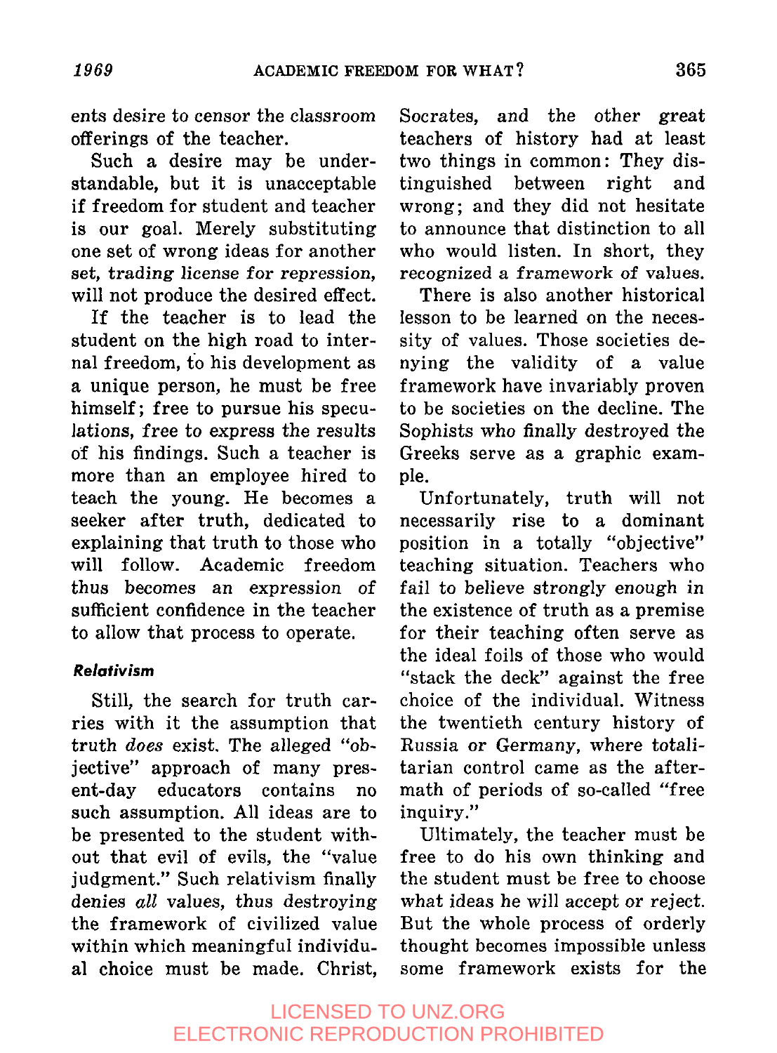ents desire to censor the classroom offerings of the teacher.

Such a desire may be understandable, but it is unacceptable if freedom for student and teacher is our goal. Merely substituting one set of wrong ideas for another set, trading license for repression, will not produce the desired effect.

If the teacher is to lead the student on the high road to internal freedom, to his development as a unique person, he must be free himself; free to pursue his speculations, free to express the results of his findings. Such a teacher is more than an employee hired to teach the young. He becomes a seeker after truth, dedicated to explaining that truth to those who will follow. Academic freedom thus becomes an expression of sufficient confidence in the teacher to allow that process to operate.

### *Relativism*

Still, the search for truth carries with it the assumption that truth *does* exist. The alleged "objective" approach of many present-day educators contains no such assumption. All ideas are to be presented to the student without that evil of evils, the "value judgment." Such relativism finally denies *all* values, thus destroying the framework of civilized value within which meaningful individual choice must be made. Christ, Socrates, and the other great teachers of history had at least two things in common: They distinguished between right and wrong; and they did not hesitate to announce that distinction to all who would listen. In short, they recognized a framework of values.

There is also another historical lesson to be learned on the necessity of values. Those societies denying the validity of a value framework have invariably proven to be societies on the decline. The Sophists who finally destroyed the Greeks serve as a graphic example.

Unfortunately, truth will not necessarily rise to a dominant position in a totally "objective" teaching situation. Teachers who fail to believe strongly enough in the existence of truth as a premise for their teaching often serve as the ideal foils of those who would "stack the deck" against the free choice of the individual. Witness the twentieth century history of Russia or Germany, where totalitarian control came as the aftermath of periods of so-called "free inquiry."

Ultimately, the teacher must be free to do his own thinking and the student must be free to choose what ideas he will accept or reject. But the whole process of orderly thought becomes impossible unless some framework exists for the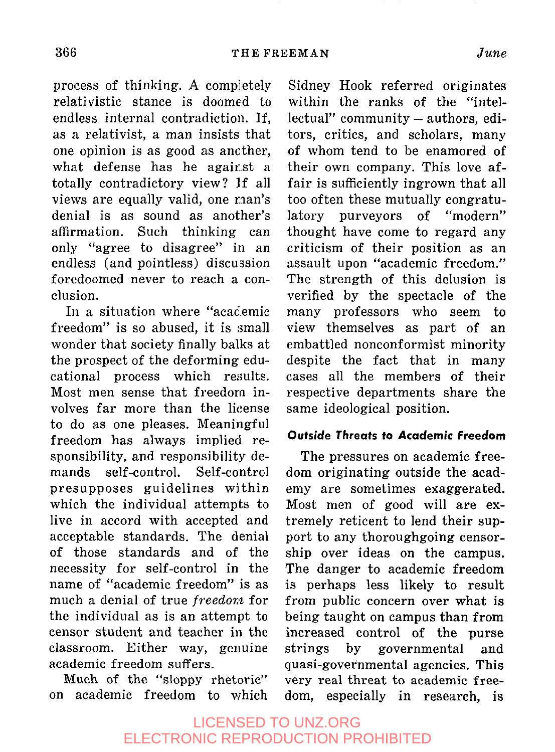process of thinking. A completely relativistic stance is doomed to endless internal contradiction. If, as a relativist, a man insists that one opinion is as good as another, what defense has he against a totally contradictory view? If all views are equally valid, one man's denial is as sound as another's affirmation. Such thinking can only "agree to disagree" in an endless (and pointless) discussion foredoomed never to reach a conclusion.

In a situation where "academic freedom" is so abused, it is small wonder that society finally balks at the prospect of the deforming educational process which results. Most men sense that freedom involves far more than the license to do as one pleases. Meaningful freedom has always implied responsibility, and responsibility demands self-control. Self-control presupposes guidelines within which the individual attempts to live in accord with accepted and acceptable standards. The denial of those standards and of the necessity for self-control in the name of "academic freedom" is as much a denial of true *freedom* for the individual as is an attempt to censor student and teacher in the classroom. Either way, genuine academic freedom suffers.

Much of the "sloppy rhetoric" on academic freedom to which Sidney Hook referred originates within the ranks of the "intellectual" community – authors, editors, critics, and scholars, many of whom tend to be enamored of their own company. This love affair is sufficiently ingrown that all too often these mutually congratulatory purveyors of "modern" thought have come to regard any criticism of their position as an assault upon "academic freedom." The strength of this delusion is verified by the spectacle of the many professors who seem to view themselves as part of an embattled nonconformist minority despite the fact that in many cases all the members of their respective departments share the same ideological position.

### Outside Threats to Academic Freedom

The pressures on academic freedom originating outside the academy are sometimes exaggerated. Most men of good will are extremely reticent to lend their support to any thoroughgoing censorship over ideas on the campus. The danger to academic freedom is perhaps less likely to result from public concern over what is being taught on campus than from increased control of the purse strings by governmental and quasi-governmental agencies. This very real threat to academic freedom, especially in research, is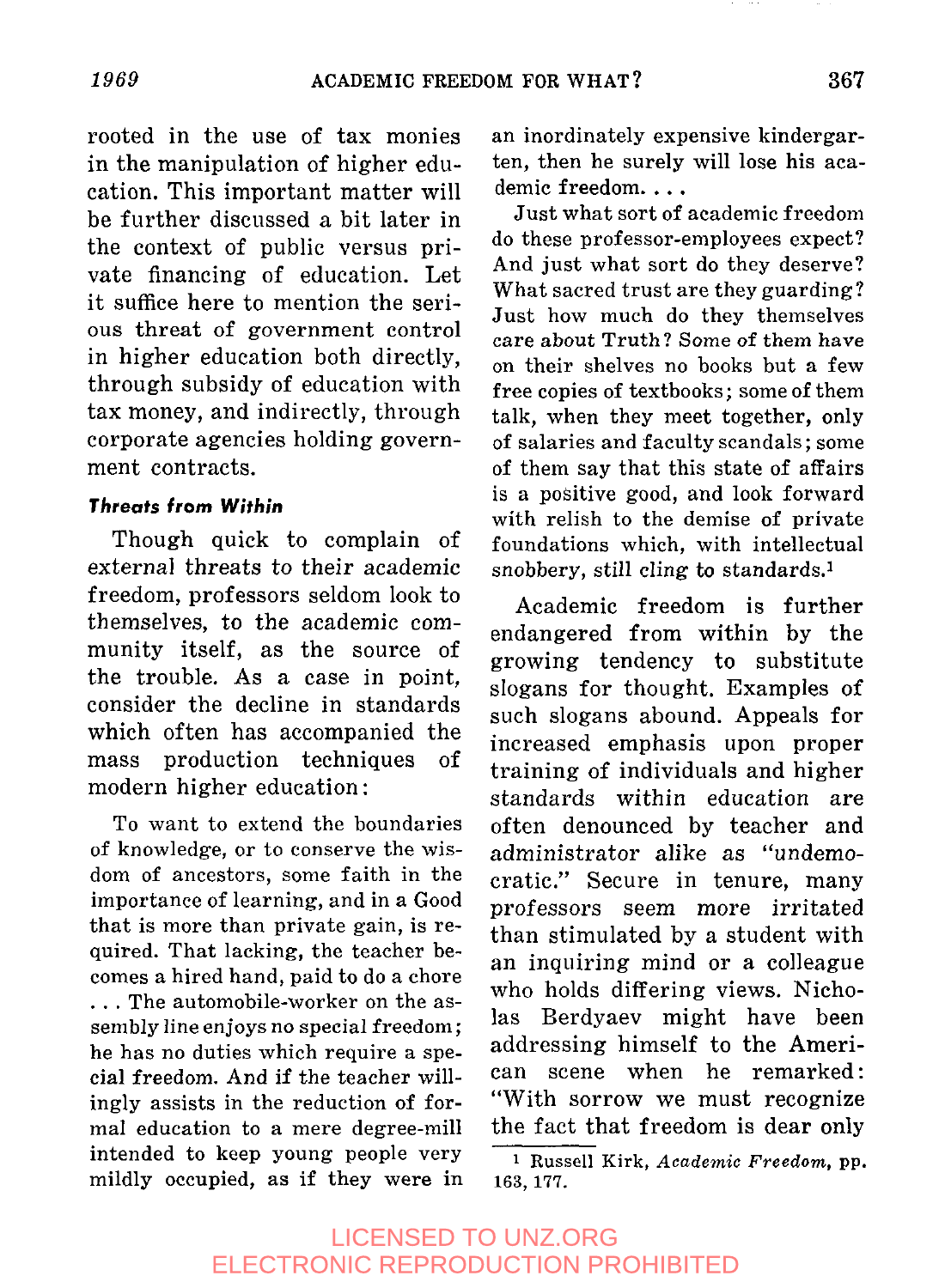rooted in the use of tax monies in the manipulation of higher education. This important matter will be further discussed a bit later in the context of public versus private financing of education. Let it suffice here to mention the serious threat of government control in higher education both directly, through subsidy of education with tax money, and indirectly, through corporate agencies holding government contracts.

### *Threats from Within*

Though quick to complain of external threats to their academic freedom, professors seldom look to themselves, to the academic community itself, as the source of the trouble. As a case in point, consider the decline in standards which often has accompanied the mass production techniques of modern higher education:

> To want to extend the boundaries of knowledge, or to conserve the wisdom of ancestors, some faith in the importance of learning, and in a Good that is more than private gain, is required. That lacking, the teacher becomes a hired hand, paid to do a chore . . . The automobile-worker on the assembly line enjoys no special freedom; he has no duties which require a special freedom. And if the teacher willingly assists in the reduction of formal education to a mere degree-mill intended to keep young people very mildly occupied, as if they were in an inordinately expensive kindergarten, then he surely will lose his academic freedom. . . .
>
> Just what sort of academic freedom do these professor-employees expect? And just what sort do they deserve? What sacred trust are they guarding? Just how much do they themselves care about Truth? Some of them have on their shelves no books but a few free copies of textbooks; some of them talk, when they meet together, only of salaries and faculty scandals; some of them say that this state of affairs is a positive good, and look forward with relish to the demise of private foundations which, with intellectual snobbery, still cling to standards.[1]

Academic freedom is further endangered from within by the growing tendency to substitute slogans for thought. Examples of such slogans abound. Appeals for increased emphasis upon proper training of individuals and higher standards within education are often denounced by teacher and administrator alike as "undemocratic." Secure in tenure, many professors seem more irritated than stimulated by a student with an inquiring mind or a colleague who holds differing views. Nicholas Berdyaev might have been addressing himself to the American scene when he remarked: "With sorrow we must recognize the fact that freedom is dear only

[1] Russell Kirk, *Academic Freedom*, pp. 163, 177.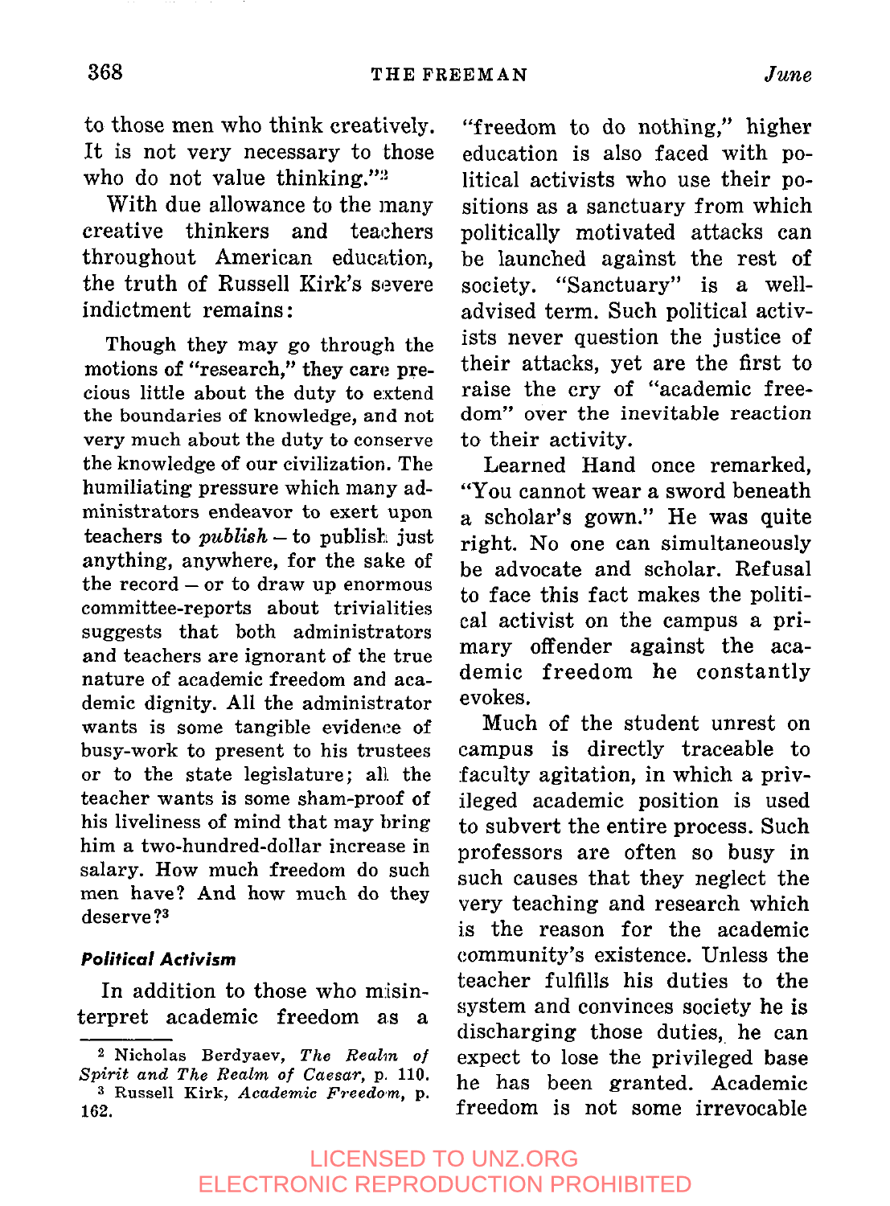to those men who think creatively. It is not very necessary to those who do not value thinking."[2]

With due allowance to the many creative thinkers and teachers throughout American education, the truth of Russell Kirk's severe indictment remains:

> Though they may go through the motions of "research," they care precious little about the duty to extend the boundaries of knowledge, and not very much about the duty to conserve the knowledge of our civilization. The humiliating pressure which many administrators endeavor to exert upon teachers to *publish* – to publish just anything, anywhere, for the sake of the record – or to draw up enormous committee-reports about trivialities suggests that both administrators and teachers are ignorant of the true nature of academic freedom and academic dignity. All the administrator wants is some tangible evidence of busy-work to present to his trustees or to the state legislature; all the teacher wants is some sham-proof of his liveliness of mind that may bring him a two-hundred-dollar increase in salary. How much freedom do such men have? And how much do they deserve?[3]

### *Political Activism*

In addition to those who misinterpret academic freedom as a "freedom to do nothing," higher education is also faced with political activists who use their positions as a sanctuary from which politically motivated attacks can be launched against the rest of society. "Sanctuary" is a well-advised term. Such political activists never question the justice of their attacks, yet are the first to raise the cry of "academic freedom" over the inevitable reaction to their activity.

Learned Hand once remarked, "You cannot wear a sword beneath a scholar's gown." He was quite right. No one can simultaneously be advocate and scholar. Refusal to face this fact makes the political activist on the campus a primary offender against the academic freedom he constantly evokes.

Much of the student unrest on campus is directly traceable to faculty agitation, in which a privileged academic position is used to subvert the entire process. Such professors are often so busy in such causes that they neglect the very teaching and research which is the reason for the academic community's existence. Unless the teacher fulfills his duties to the system and convinces society he is discharging those duties, he can expect to lose the privileged base he has been granted. Academic freedom is not some irrevocable

---

[2] Nicholas Berdyaev, *The Realm of Spirit and The Realm of Caesar*, p. 110.

[3] Russell Kirk, *Academic Freedom*, p. 162.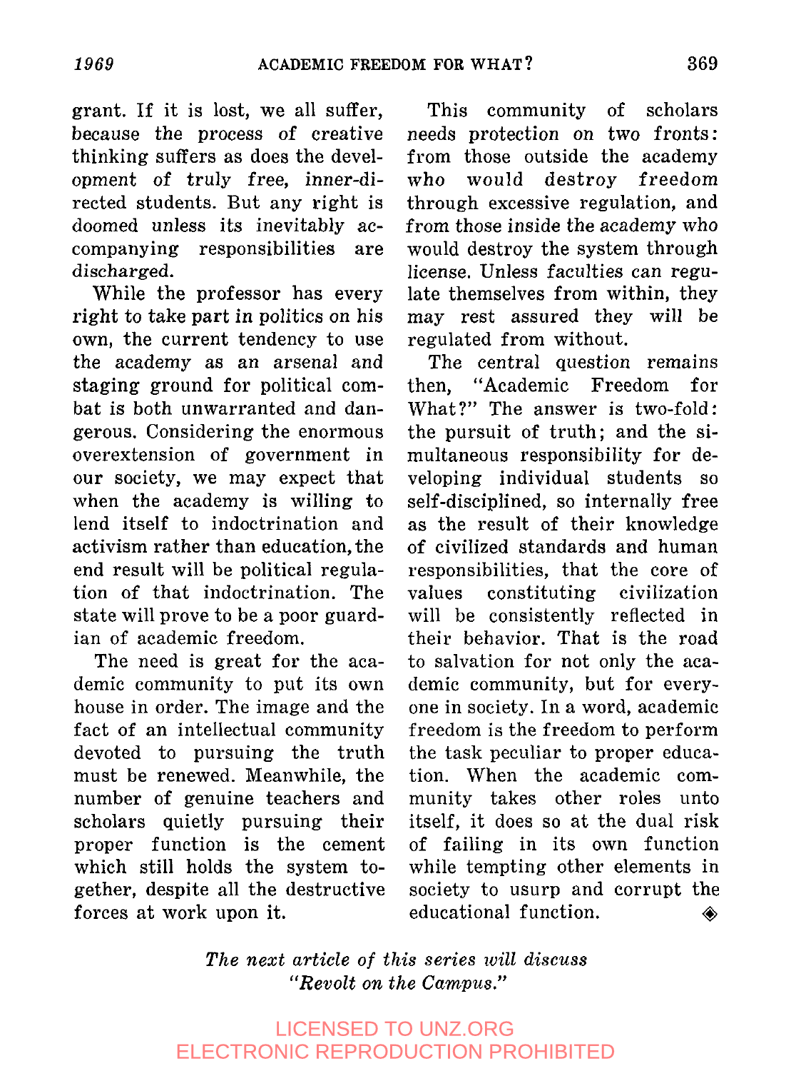grant. If it is lost, we all suffer, because the process of creative thinking suffers as does the development of truly free, inner-directed students. But any right is doomed unless its inevitably accompanying responsibilities are discharged.

While the professor has every right to take part in politics on his own, the current tendency to use the academy as an arsenal and staging ground for political combat is both unwarranted and dangerous. Considering the enormous overextension of government in our society, we may expect that when the academy is willing to lend itself to indoctrination and activism rather than education, the end result will be political regulation of that indoctrination. The state will prove to be a poor guardian of academic freedom.

The need is great for the academic community to put its own house in order. The image and the fact of an intellectual community devoted to pursuing the truth must be renewed. Meanwhile, the number of genuine teachers and scholars quietly pursuing their proper function is the cement which still holds the system together, despite all the destructive forces at work upon it.

This community of scholars needs protection on two fronts: from those outside the academy who would destroy freedom through excessive regulation, and from those inside the academy who would destroy the system through license. Unless faculties can regulate themselves from within, they may rest assured they will be regulated from without.

The central question remains then, "Academic Freedom for What?" The answer is two-fold: the pursuit of truth; and the simultaneous responsibility for developing individual students so self-disciplined, so internally free as the result of their knowledge of civilized standards and human responsibilities, that the core of values constituting civilization will be consistently reflected in their behavior. That is the road to salvation for not only the academic community, but for everyone in society. In a word, academic freedom is the freedom to perform the task peculiar to proper education. When the academic community takes other roles unto itself, it does so at the dual risk of failing in its own function while tempting other elements in society to usurp and corrupt the educational function. ◈

*The next article of this series will discuss "Revolt on the Campus."*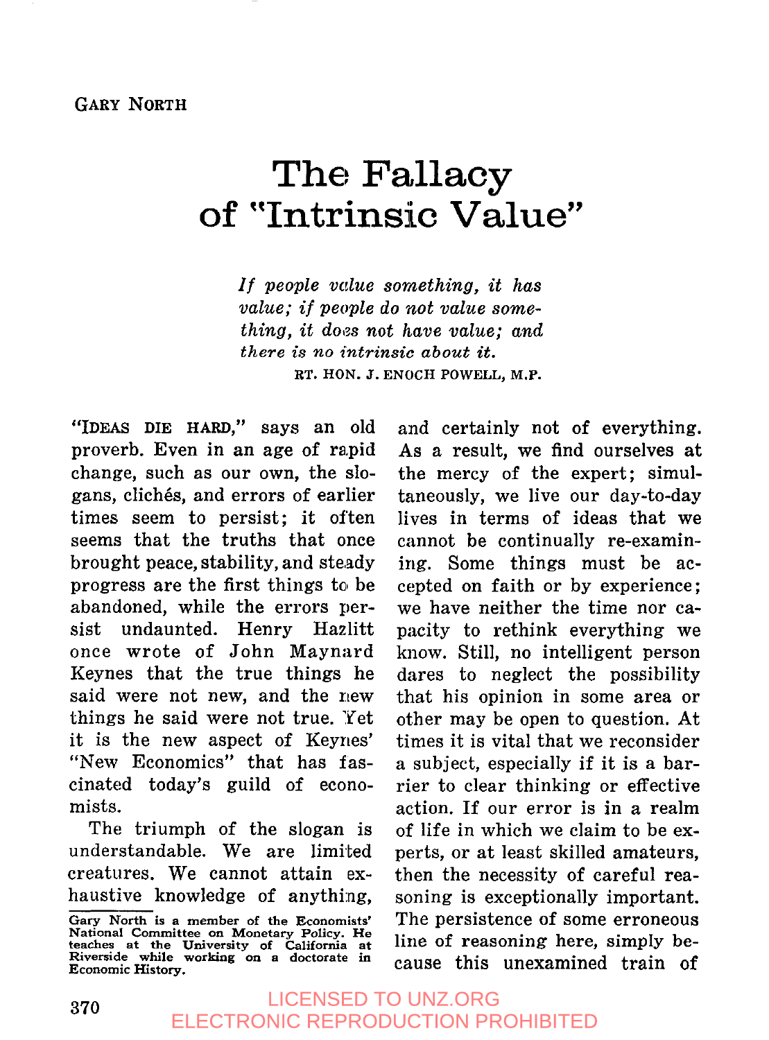GARY NORTH

# The Fallacy of "Intrinsic Value"

*If people value something, it has value; if people do not value something, it does not have value; and there is no intrinsic about it.*

RT. HON. J. ENOCH POWELL, M.P.

"IDEAS DIE HARD," says an old proverb. Even in an age of rapid change, such as our own, the slogans, clichés, and errors of earlier times seem to persist; it often seems that the truths that once brought peace, stability, and steady progress are the first things to be abandoned, while the errors persist undaunted. Henry Hazlitt once wrote of John Maynard Keynes that the true things he said were not new, and the new things he said were not true. Yet it is the new aspect of Keynes' "New Economics" that has fascinated today's guild of economists.

The triumph of the slogan is understandable. We are limited creatures. We cannot attain exhaustive knowledge of anything, and certainly not of everything. As a result, we find ourselves at the mercy of the expert; simultaneously, we live our day-to-day lives in terms of ideas that we cannot be continually re-examining. Some things must be accepted on faith or by experience; we have neither the time nor capacity to rethink everything we know. Still, no intelligent person dares to neglect the possibility that his opinion in some area or other may be open to question. At times it is vital that we reconsider a subject, especially if it is a barrier to clear thinking or effective action. If our error is in a realm of life in which we claim to be experts, or at least skilled amateurs, then the necessity of careful reasoning is exceptionally important. The persistence of some erroneous line of reasoning here, simply because this unexamined train of

Gary North is a member of the Economists' National Committee on Monetary Policy. He teaches at the University of California at Riverside while working on a doctorate in Economic History.